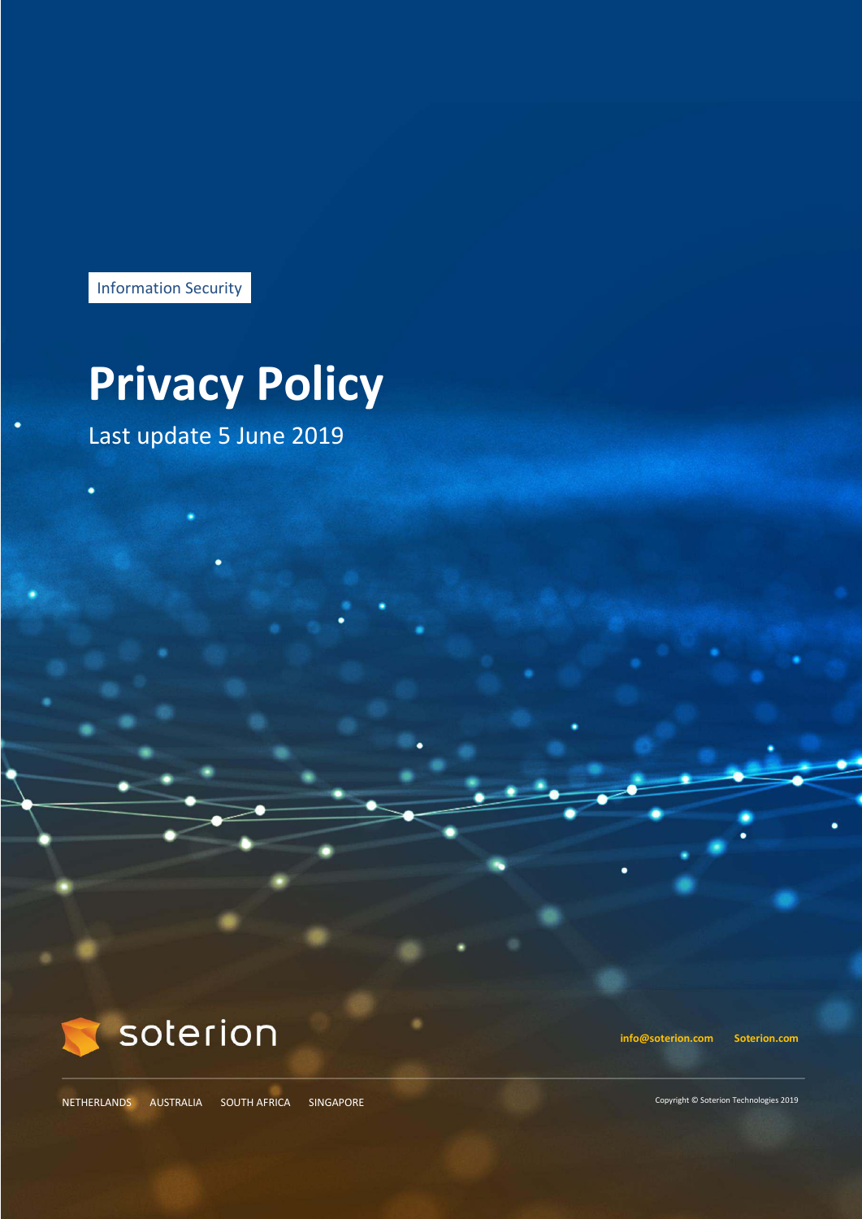Information Security

# Privacy Policy

Last update 5 June 2019

soterion

info@soterion.com Soterion.com

NETHERLANDS AUSTRALIA SOUTH AFRICA SINGAPORE

Copyright © Soterion Technologies 2019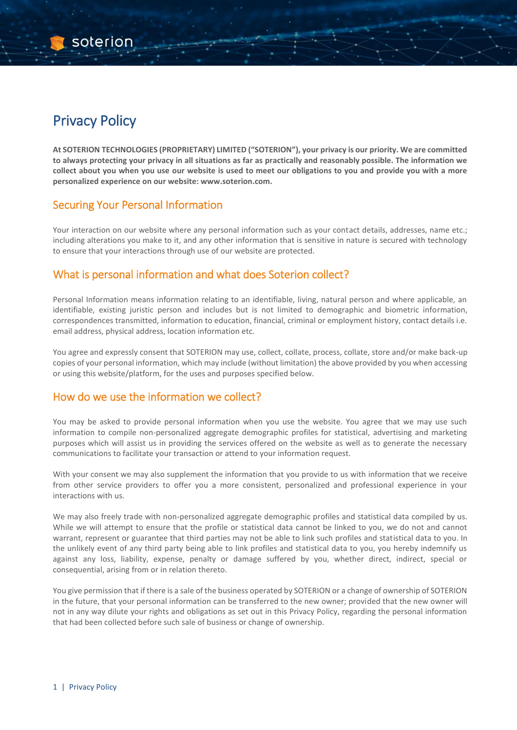# Privacy Policy

**At SOTERION TECHNOLOGIES (PROPRIETARY) LIMITED ("SOTERION"), your privacy is our priority. We are committed to always protecting your privacy in all situations as far as practically and reasonably possible. The information we collect about you when you use our website is used to meet our obligations to you and provide you with a more personalized experience on our website: www.soterion.com.**

## Securing Your Personal Information

Your interaction on our website where any personal information such as your contact details, addresses, name etc.; including alterations you make to it, and any other information that is sensitive in nature is secured with technology to ensure that your interactions through use of our website are protected.

## What is personal information and what does Soterion collect?

Personal Information means information relating to an identifiable, living, natural person and where applicable, an identifiable, existing juristic person and includes but is not limited to demographic and biometric information, correspondences transmitted, information to education, financial, criminal or employment history, contact details i.e. email address, physical address, location information etc.

You agree and expressly consent that SOTERION may use, collect, collate, process, collate, store and/or make back-up copies of your personal information, which may include (without limitation) the above provided by you when accessing or using this website/platform, for the uses and purposes specified below.

## How do we use the information we collect?

You may be asked to provide personal information when you use the website. You agree that we may use such information to compile non-personalized aggregate demographic profiles for statistical, advertising and marketing purposes which will assist us in providing the services offered on the website as well as to generate the necessary communications to facilitate your transaction or attend to your information request.

With your consent we may also supplement the information that you provide to us with information that we receive from other service providers to offer you a more consistent, personalized and professional experience in your interactions with us.

We may also freely trade with non-personalized aggregate demographic profiles and statistical data compiled by us. While we will attempt to ensure that the profile or statistical data cannot be linked to you, we do not and cannot warrant, represent or guarantee that third parties may not be able to link such profiles and statistical data to you. In the unlikely event of any third party being able to link profiles and statistical data to you, you hereby indemnify us against any loss, liability, expense, penalty or damage suffered by you, whether direct, indirect, special or consequential, arising from or in relation thereto.

You give permission that if there is a sale of the business operated by SOTERION or a change of ownership of SOTERION in the future, that your personal information can be transferred to the new owner; provided that the new owner will not in any way dilute your rights and obligations as set out in this Privacy Policy, regarding the personal information that had been collected before such sale of business or change of ownership.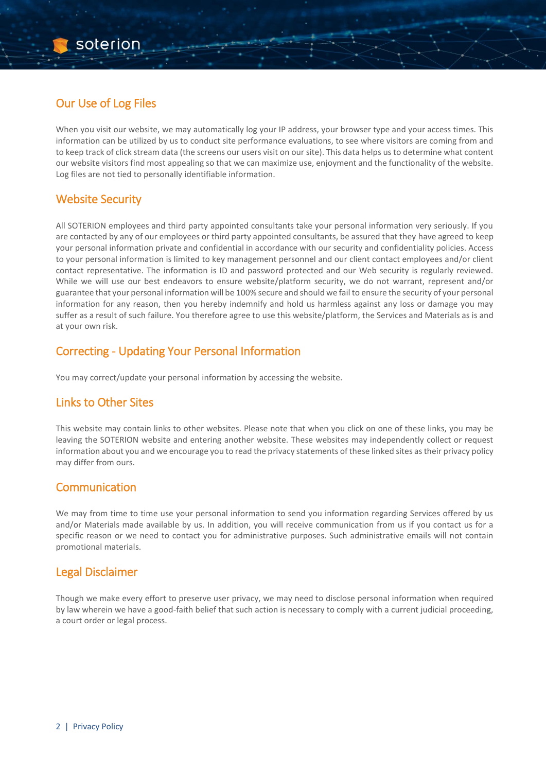## Our Use of Log Files

When you visit our website, we may automatically log your IP address, your browser type and your access times. This information can be utilized by us to conduct site performance evaluations, to see where visitors are coming from and to keep track of click stream data (the screens our users visit on our site). This data helps us to determine what content our website visitors find most appealing so that we can maximize use, enjoyment and the functionality of the website. Log files are not tied to personally identifiable information.

## Website Security

All SOTERION employees and third party appointed consultants take your personal information very seriously. If you are contacted by any of our employees or third party appointed consultants, be assured that they have agreed to keep your personal information private and confidential in accordance with our security and confidentiality policies. Access to your personal information is limited to key management personnel and our client contact employees and/or client contact representative. The information is ID and password protected and our Web security is regularly reviewed. While we will use our best endeavors to ensure website/platform security, we do not warrant, represent and/or guarantee that your personal information will be 100% secure and should we fail to ensure the security of your personal information for any reason, then you hereby indemnify and hold us harmless against any loss or damage you may suffer as a result of such failure. You therefore agree to use this website/platform, the Services and Materials as is and at your own risk.

## Correcting - Updating Your Personal Information

You may correct/update your personal information by accessing the website.

## Links to Other Sites

This website may contain links to other websites. Please note that when you click on one of these links, you may be leaving the SOTERION website and entering another website. These websites may independently collect or request information about you and we encourage you to read the privacy statements of these linked sites as their privacy policy may differ from ours.

## Communication

We may from time to time use your personal information to send you information regarding Services offered by us and/or Materials made available by us. In addition, you will receive communication from us if you contact us for a specific reason or we need to contact you for administrative purposes. Such administrative emails will not contain promotional materials.

## Legal Disclaimer

Though we make every effort to preserve user privacy, we may need to disclose personal information when required by law wherein we have a good-faith belief that such action is necessary to comply with a current judicial proceeding, a court order or legal process.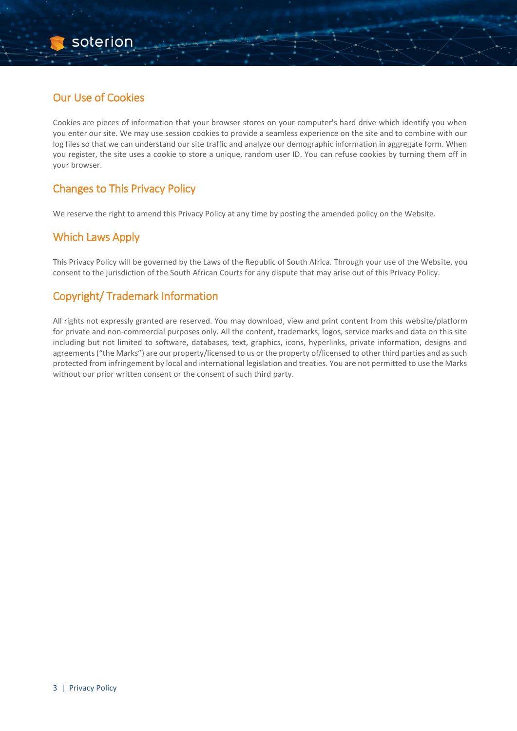## Our Use of Cookies

Cookies are pieces of information that your browser stores on your computer's hard drive which identify you when you enter our site. We may use session cookies to provide a seamless experience on the site and to combine with our log files so that we can understand our site traffic and analyze our demographic information in aggregate form. When you register, the site uses a cookie to store a unique, random user ID. You can refuse cookies by turning them off in your browser.

## Changes to This Privacy Policy

We reserve the right to amend this Privacy Policy at any time by posting the amended policy on the Website.

## Which Laws Apply

This Privacy Policy will be governed by the Laws of the Republic of South Africa. Through your use of the Website, you consent to the jurisdiction of the South African Courts for any dispute that may arise out of this Privacy Policy.

## Copyright/ Trademark Information

All rights not expressly granted are reserved. You may download, view and print content from this website/platform for private and non-commercial purposes only. All the content, trademarks, logos, service marks and data on this site including but not limited to software, databases, text, graphics, icons, hyperlinks, private information, designs and agreements ("the Marks") are our property/licensed to us or the property of/licensed to other third parties and as such protected from infringement by local and international legislation and treaties. You are not permitted to use the Marks without our prior written consent or the consent of such third party.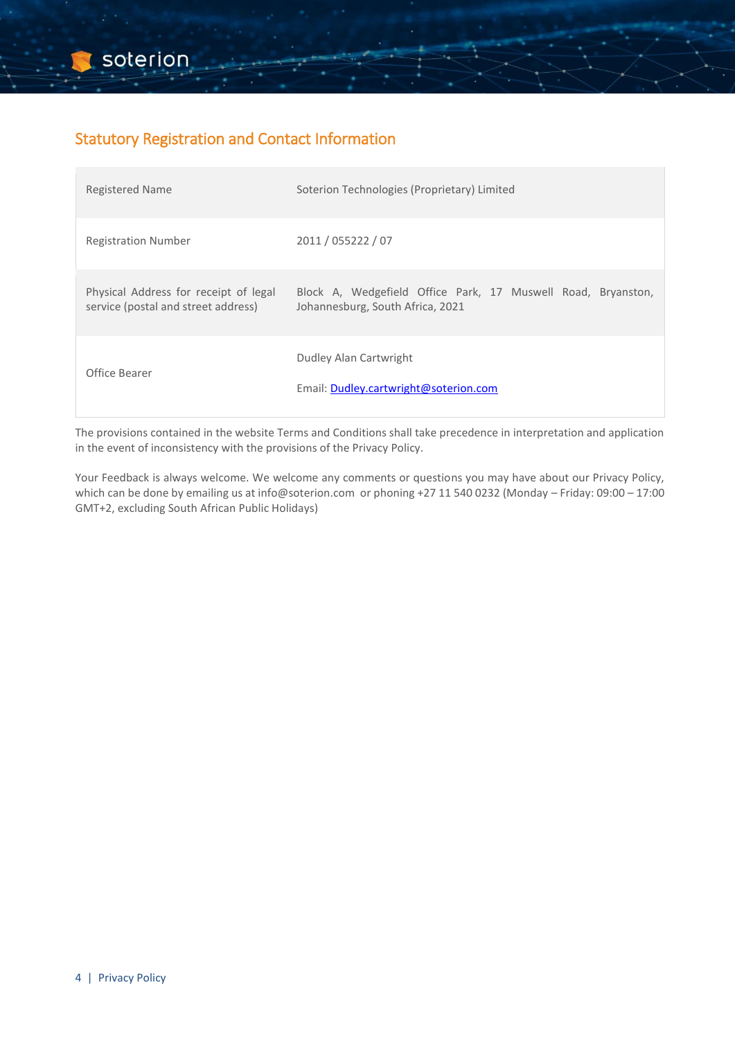## Statutory Registration and Contact Information

| | |
|---|---|
| Registered Name | Soterion Technologies (Proprietary) Limited |
| Registration Number | 2011 / 055222 / 07 |
| Physical Address for receipt of legal service (postal and street address) | Block A, Wedgefield Office Park, 17 Muswell Road, Bryanston, Johannesburg, South Africa, 2021 |
| Office Bearer | Dudley Alan Cartwright<br><br>Email: [Dudley.cartwright@soterion.com](mailto:Dudley.cartwright@soterion.com) |

The provisions contained in the website Terms and Conditions shall take precedence in interpretation and application in the event of inconsistency with the provisions of the Privacy Policy.

Your Feedback is always welcome. We welcome any comments or questions you may have about our Privacy Policy, which can be done by emailing us at info@soterion.com or phoning +27 11 540 0232 (Monday – Friday: 09:00 – 17:00 GMT+2, excluding South African Public Holidays)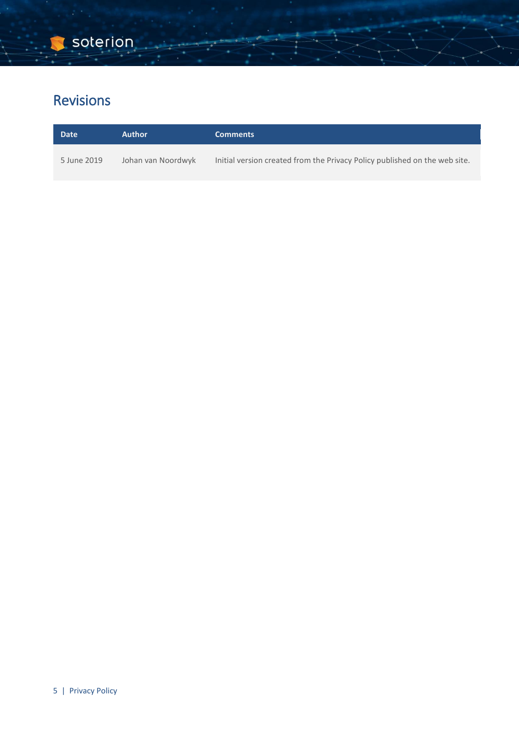## Revisions

| Date | Author | Comments |
| --- | --- | --- |
| 5 June 2019 | Johan van Noordwyk | Initial version created from the Privacy Policy published on the web site. |